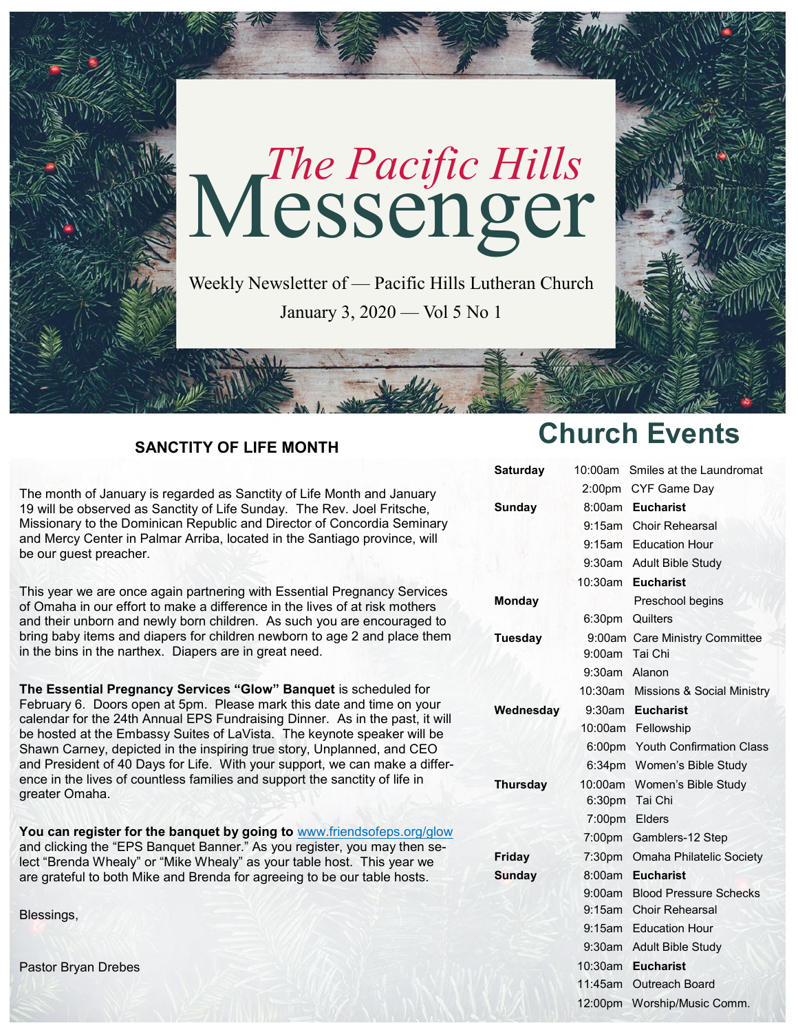# *The Pacific Hills* Messenger

Weekly Newsletter of — Pacific Hills Lutheran Church

January 3, 2020 — Vol 5 No 1

## SANCTITY OF LIFE MONTH

The month of January is regarded as Sanctity of Life Month and January 19 will be observed as Sanctity of Life Sunday. The Rev. Joel Fritsche, Missionary to the Dominican Republic and Director of Concordia Seminary and Mercy Center in Palmar Arriba, located in the Santiago province, will be our guest preacher.

This year we are once again partnering with Essential Pregnancy Services of Omaha in our effort to make a difference in the lives of at risk mothers and their unborn and newly born children. As such you are encouraged to bring baby items and diapers for children newborn to age 2 and place them in the bins in the narthex. Diapers are in great need.

**The Essential Pregnancy Services "Glow" Banquet** is scheduled for February 6. Doors open at 5pm. Please mark this date and time on your calendar for the 24th Annual EPS Fundraising Dinner. As in the past, it will be hosted at the Embassy Suites of LaVista. The keynote speaker will be Shawn Carney, depicted in the inspiring true story, Unplanned, and CEO and President of 40 Days for Life. With your support, we can make a difference in the lives of countless families and support the sanctity of life in greater Omaha.

**You can register for the banquet by going to** www.friendsofeps.org/glow and clicking the "EPS Banquet Banner." As you register, you may then select "Brenda Whealy" or "Mike Whealy" as your table host. This year we are grateful to both Mike and Brenda for agreeing to be our table hosts.

Blessings,

Pastor Bryan Drebes

## Church Events

| Day | Time | Event |
|---|---|---|
| **Saturday** | 10:00am | Smiles at the Laundromat |
| | 2:00pm | CYF Game Day |
| **Sunday** | 8:00am | **Eucharist** |
| | 9:15am | Choir Rehearsal |
| | 9:15am | Education Hour |
| | 9:30am | Adult Bible Study |
| | 10:30am | **Eucharist** |
| **Monday** | | Preschool begins |
| | 6:30pm | Quilters |
| **Tuesday** | 9:00am | Care Ministry Committee |
| | 9:00am | Tai Chi |
| | 9:30am | Alanon |
| | 10:30am | Missions & Social Ministry |
| **Wednesday** | 9:30am | **Eucharist** |
| | 10:00am | Fellowship |
| | 6:00pm | Youth Confirmation Class |
| | 6:34pm | Women's Bible Study |
| **Thursday** | 10:00am | Women's Bible Study |
| | 6:30pm | Tai Chi |
| | 7:00pm | Elders |
| | 7:00pm | Gamblers-12 Step |
| **Friday** | 7:30pm | Omaha Philatelic Society |
| **Sunday** | 8:00am | **Eucharist** |
| | 9:00am | Blood Pressure Schecks |
| | 9:15am | Choir Rehearsal |
| | 9:15am | Education Hour |
| | 9:30am | Adult Bible Study |
| | 10:30am | **Eucharist** |
| | 11:45am | Outreach Board |
| | 12:00pm | Worship/Music Comm. |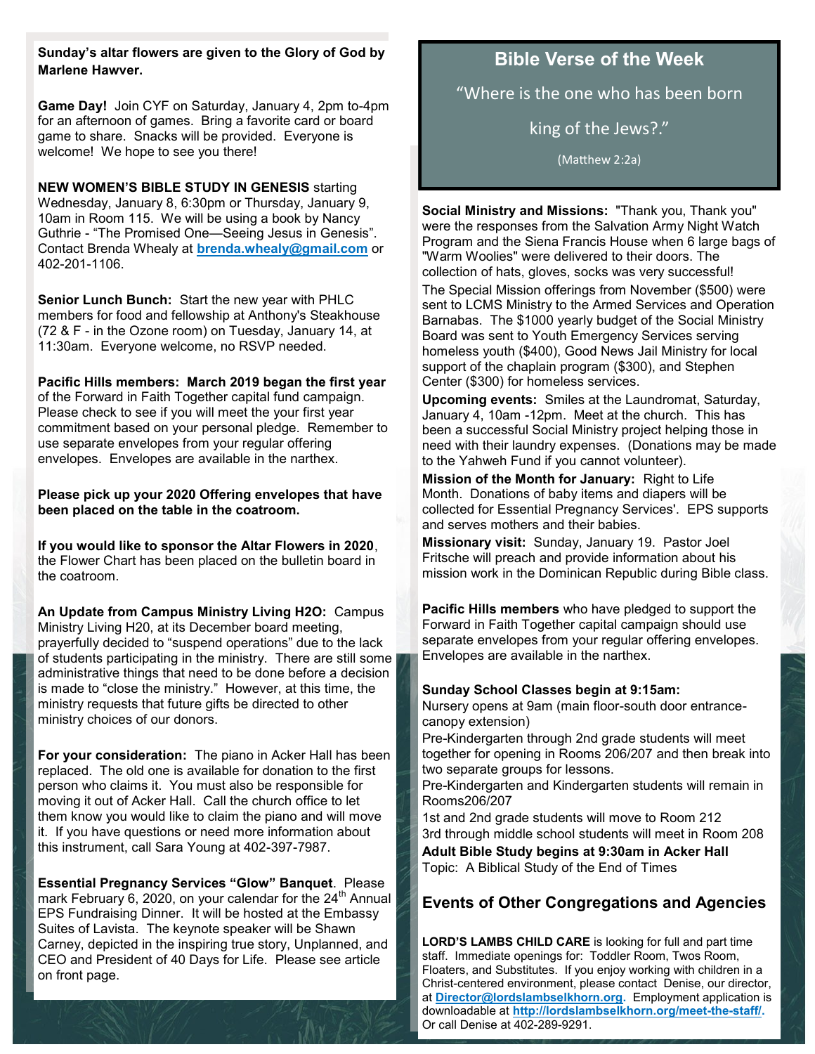**Sunday's altar flowers are given to the Glory of God by Marlene Hawver.**

**Game Day!** Join CYF on Saturday, January 4, 2pm to-4pm for an afternoon of games. Bring a favorite card or board game to share. Snacks will be provided. Everyone is welcome! We hope to see you there!

**NEW WOMEN'S BIBLE STUDY IN GENESIS** starting Wednesday, January 8, 6:30pm or Thursday, January 9, 10am in Room 115. We will be using a book by Nancy Guthrie - "The Promised One—Seeing Jesus in Genesis". Contact Brenda Whealy at **brenda.whealy@gmail.com** or 402-201-1106.

**Senior Lunch Bunch:** Start the new year with PHLC members for food and fellowship at Anthony's Steakhouse (72 & F - in the Ozone room) on Tuesday, January 14, at 11:30am. Everyone welcome, no RSVP needed.

**Pacific Hills members: March 2019 began the first year** of the Forward in Faith Together capital fund campaign. Please check to see if you will meet the your first year commitment based on your personal pledge. Remember to use separate envelopes from your regular offering envelopes. Envelopes are available in the narthex.

**Please pick up your 2020 Offering envelopes that have been placed on the table in the coatroom.**

**If you would like to sponsor the Altar Flowers in 2020**, the Flower Chart has been placed on the bulletin board in the coatroom.

**An Update from Campus Ministry Living H2O:** Campus Ministry Living H20, at its December board meeting, prayerfully decided to "suspend operations" due to the lack of students participating in the ministry. There are still some administrative things that need to be done before a decision is made to "close the ministry." However, at this time, the ministry requests that future gifts be directed to other ministry choices of our donors.

**For your consideration:** The piano in Acker Hall has been replaced. The old one is available for donation to the first person who claims it. You must also be responsible for moving it out of Acker Hall. Call the church office to let them know you would like to claim the piano and will move it. If you have questions or need more information about this instrument, call Sara Young at 402-397-7987.

**Essential Pregnancy Services "Glow" Banquet**. Please mark February 6, 2020, on your calendar for the 24th Annual EPS Fundraising Dinner. It will be hosted at the Embassy Suites of Lavista. The keynote speaker will be Shawn Carney, depicted in the inspiring true story, Unplanned, and CEO and President of 40 Days for Life. Please see article on front page.

## Bible Verse of the Week

"Where is the one who has been born king of the Jews?."

(Matthew 2:2a)

**Social Ministry and Missions:** "Thank you, Thank you" were the responses from the Salvation Army Night Watch Program and the Siena Francis House when 6 large bags of "Warm Woolies" were delivered to their doors. The collection of hats, gloves, socks was very successful!

The Special Mission offerings from November ($500) were sent to LCMS Ministry to the Armed Services and Operation Barnabas. The $1000 yearly budget of the Social Ministry Board was sent to Youth Emergency Services serving homeless youth ($400), Good News Jail Ministry for local support of the chaplain program ($300), and Stephen Center ($300) for homeless services.

**Upcoming events:** Smiles at the Laundromat, Saturday, January 4, 10am -12pm. Meet at the church. This has been a successful Social Ministry project helping those in need with their laundry expenses. (Donations may be made to the Yahweh Fund if you cannot volunteer).

**Mission of the Month for January:** Right to Life Month. Donations of baby items and diapers will be collected for Essential Pregnancy Services'. EPS supports and serves mothers and their babies.

**Missionary visit:** Sunday, January 19. Pastor Joel Fritsche will preach and provide information about his mission work in the Dominican Republic during Bible class.

**Pacific Hills members** who have pledged to support the Forward in Faith Together capital campaign should use separate envelopes from your regular offering envelopes. Envelopes are available in the narthex.

**Sunday School Classes begin at 9:15am:**

Nursery opens at 9am (main floor-south door entrance-canopy extension)

Pre-Kindergarten through 2nd grade students will meet together for opening in Rooms 206/207 and then break into two separate groups for lessons.

Pre-Kindergarten and Kindergarten students will remain in Rooms206/207

1st and 2nd grade students will move to Room 212

3rd through middle school students will meet in Room 208

**Adult Bible Study begins at 9:30am in Acker Hall**

Topic: A Biblical Study of the End of Times

## Events of Other Congregations and Agencies

**LORD'S LAMBS CHILD CARE** is looking for full and part time staff. Immediate openings for: Toddler Room, Twos Room, Floaters, and Substitutes. If you enjoy working with children in a Christ-centered environment, please contact Denise, our director, at **Director@lordslambselkhorn.org**. Employment application is downloadable at **http://lordslambselkhorn.org/meet-the-staff/**. Or call Denise at 402-289-9291.